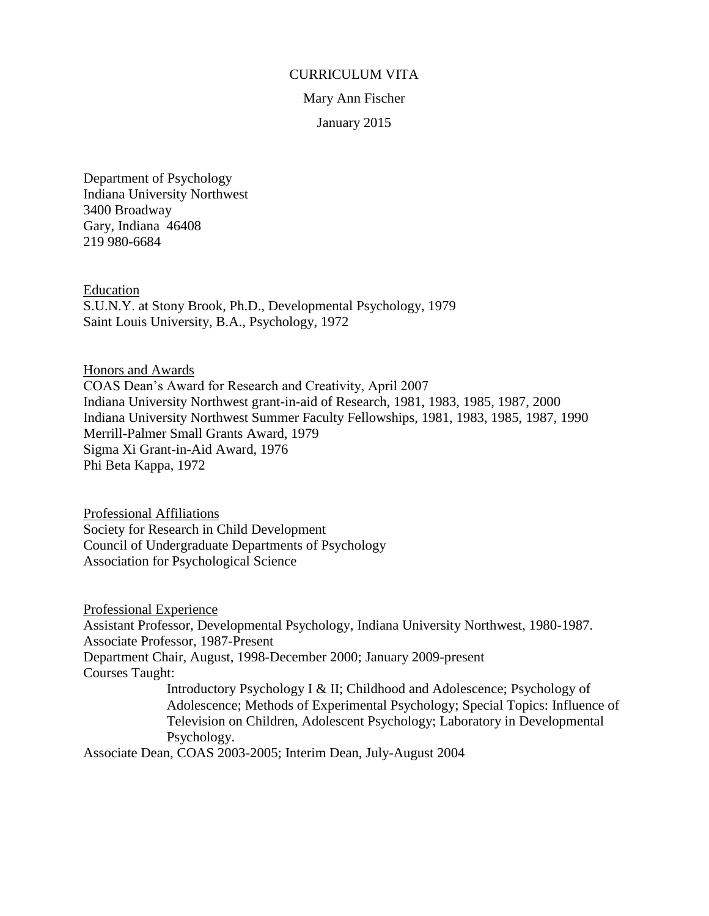# CURRICULUM VITA

Mary Ann Fischer

January 2015

Department of Psychology
Indiana University Northwest
3400 Broadway
Gary, Indiana 46408
219 980-6684

## Education

S.U.N.Y. at Stony Brook, Ph.D., Developmental Psychology, 1979
Saint Louis University, B.A., Psychology, 1972

## Honors and Awards

COAS Dean's Award for Research and Creativity, April 2007
Indiana University Northwest grant-in-aid of Research, 1981, 1983, 1985, 1987, 2000
Indiana University Northwest Summer Faculty Fellowships, 1981, 1983, 1985, 1987, 1990
Merrill-Palmer Small Grants Award, 1979
Sigma Xi Grant-in-Aid Award, 1976
Phi Beta Kappa, 1972

## Professional Affiliations

Society for Research in Child Development
Council of Undergraduate Departments of Psychology
Association for Psychological Science

## Professional Experience

Assistant Professor, Developmental Psychology, Indiana University Northwest, 1980-1987.
Associate Professor, 1987-Present
Department Chair, August, 1998-December 2000; January 2009-present
Courses Taught:

> Introductory Psychology I & II; Childhood and Adolescence; Psychology of Adolescence; Methods of Experimental Psychology; Special Topics: Influence of Television on Children, Adolescent Psychology; Laboratory in Developmental Psychology.

Associate Dean, COAS 2003-2005; Interim Dean, July-August 2004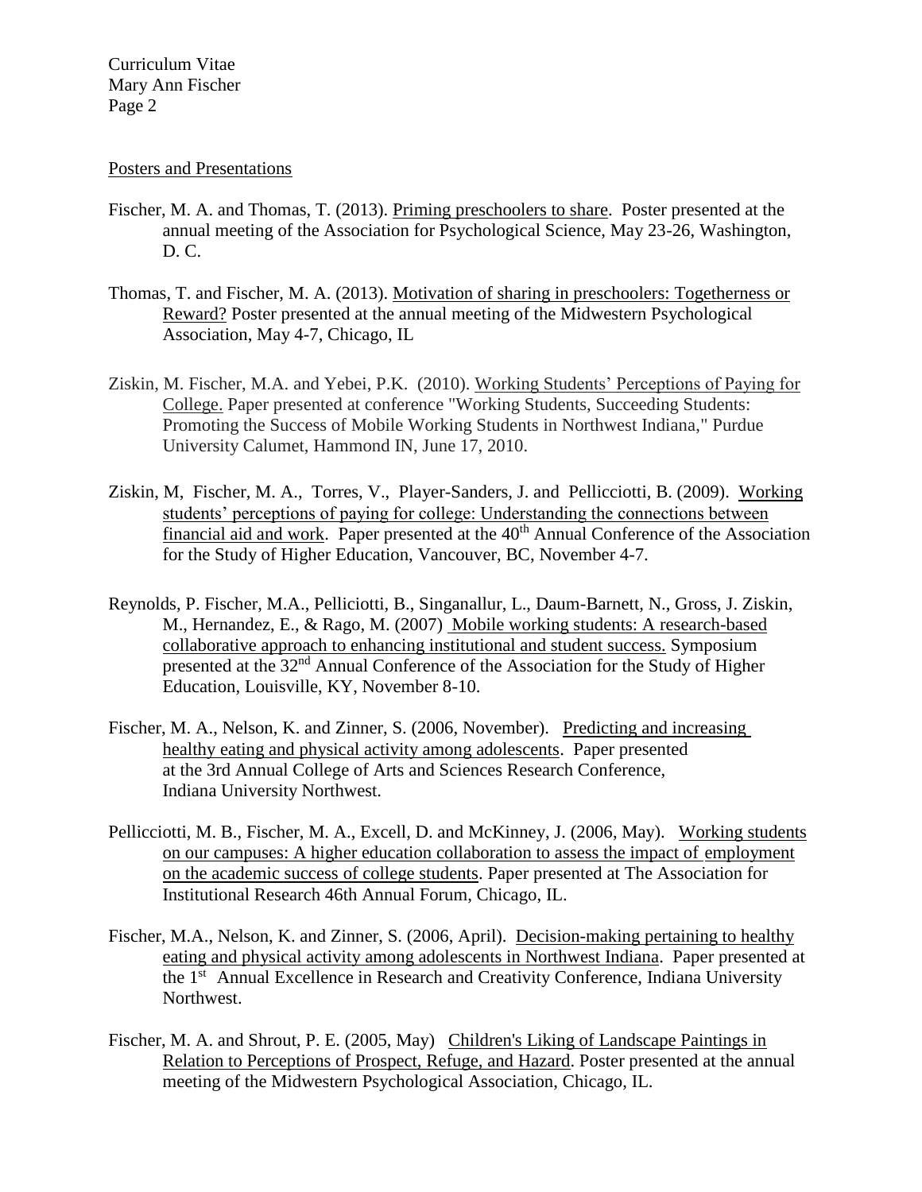Posters and Presentations

Fischer, M. A. and Thomas, T. (2013). Priming preschoolers to share. Poster presented at the annual meeting of the Association for Psychological Science, May 23-26, Washington, D. C.

Thomas, T. and Fischer, M. A. (2013). Motivation of sharing in preschoolers: Togetherness or Reward? Poster presented at the annual meeting of the Midwestern Psychological Association, May 4-7, Chicago, IL

Ziskin, M. Fischer, M.A. and Yebei, P.K. (2010). Working Students' Perceptions of Paying for College. Paper presented at conference "Working Students, Succeeding Students: Promoting the Success of Mobile Working Students in Northwest Indiana," Purdue University Calumet, Hammond IN, June 17, 2010.

Ziskin, M, Fischer, M. A., Torres, V., Player-Sanders, J. and Pellicciotti, B. (2009). Working students' perceptions of paying for college: Understanding the connections between financial aid and work. Paper presented at the 40th Annual Conference of the Association for the Study of Higher Education, Vancouver, BC, November 4-7.

Reynolds, P. Fischer, M.A., Pellicciotti, B., Singanallur, L., Daum-Barnett, N., Gross, J. Ziskin, M., Hernandez, E., & Rago, M. (2007) Mobile working students: A research-based collaborative approach to enhancing institutional and student success. Symposium presented at the 32nd Annual Conference of the Association for the Study of Higher Education, Louisville, KY, November 8-10.

Fischer, M. A., Nelson, K. and Zinner, S. (2006, November). Predicting and increasing healthy eating and physical activity among adolescents. Paper presented at the 3rd Annual College of Arts and Sciences Research Conference, Indiana University Northwest.

Pellicciotti, M. B., Fischer, M. A., Excell, D. and McKinney, J. (2006, May). Working students on our campuses: A higher education collaboration to assess the impact of employment on the academic success of college students. Paper presented at The Association for Institutional Research 46th Annual Forum, Chicago, IL.

Fischer, M.A., Nelson, K. and Zinner, S. (2006, April). Decision-making pertaining to healthy eating and physical activity among adolescents in Northwest Indiana. Paper presented at the 1st Annual Excellence in Research and Creativity Conference, Indiana University Northwest.

Fischer, M. A. and Shrout, P. E. (2005, May) Children's Liking of Landscape Paintings in Relation to Perceptions of Prospect, Refuge, and Hazard. Poster presented at the annual meeting of the Midwestern Psychological Association, Chicago, IL.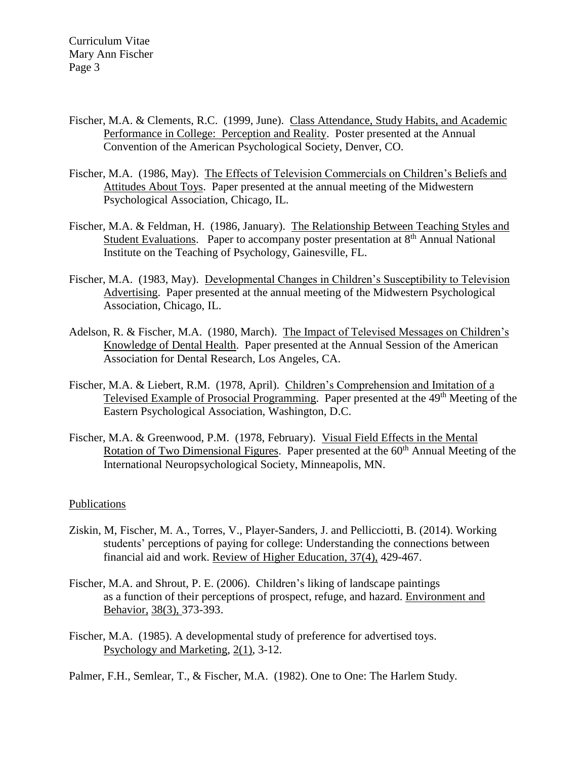Fischer, M.A. & Clements, R.C. (1999, June). Class Attendance, Study Habits, and Academic Performance in College: Perception and Reality. Poster presented at the Annual Convention of the American Psychological Society, Denver, CO.

Fischer, M.A. (1986, May). The Effects of Television Commercials on Children's Beliefs and Attitudes About Toys. Paper presented at the annual meeting of the Midwestern Psychological Association, Chicago, IL.

Fischer, M.A. & Feldman, H. (1986, January). The Relationship Between Teaching Styles and Student Evaluations. Paper to accompany poster presentation at 8th Annual National Institute on the Teaching of Psychology, Gainesville, FL.

Fischer, M.A. (1983, May). Developmental Changes in Children's Susceptibility to Television Advertising. Paper presented at the annual meeting of the Midwestern Psychological Association, Chicago, IL.

Adelson, R. & Fischer, M.A. (1980, March). The Impact of Televised Messages on Children's Knowledge of Dental Health. Paper presented at the Annual Session of the American Association for Dental Research, Los Angeles, CA.

Fischer, M.A. & Liebert, R.M. (1978, April). Children's Comprehension and Imitation of a Televised Example of Prosocial Programming. Paper presented at the 49th Meeting of the Eastern Psychological Association, Washington, D.C.

Fischer, M.A. & Greenwood, P.M. (1978, February). Visual Field Effects in the Mental Rotation of Two Dimensional Figures. Paper presented at the 60th Annual Meeting of the International Neuropsychological Society, Minneapolis, MN.

## Publications

Ziskin, M, Fischer, M. A., Torres, V., Player-Sanders, J. and Pellicciotti, B. (2014). Working students' perceptions of paying for college: Understanding the connections between financial aid and work. Review of Higher Education, 37(4), 429-467.

Fischer, M.A. and Shrout, P. E. (2006). Children's liking of landscape paintings as a function of their perceptions of prospect, refuge, and hazard. Environment and Behavior, 38(3), 373-393.

Fischer, M.A. (1985). A developmental study of preference for advertised toys. Psychology and Marketing, 2(1), 3-12.

Palmer, F.H., Semlear, T., & Fischer, M.A. (1982). One to One: The Harlem Study.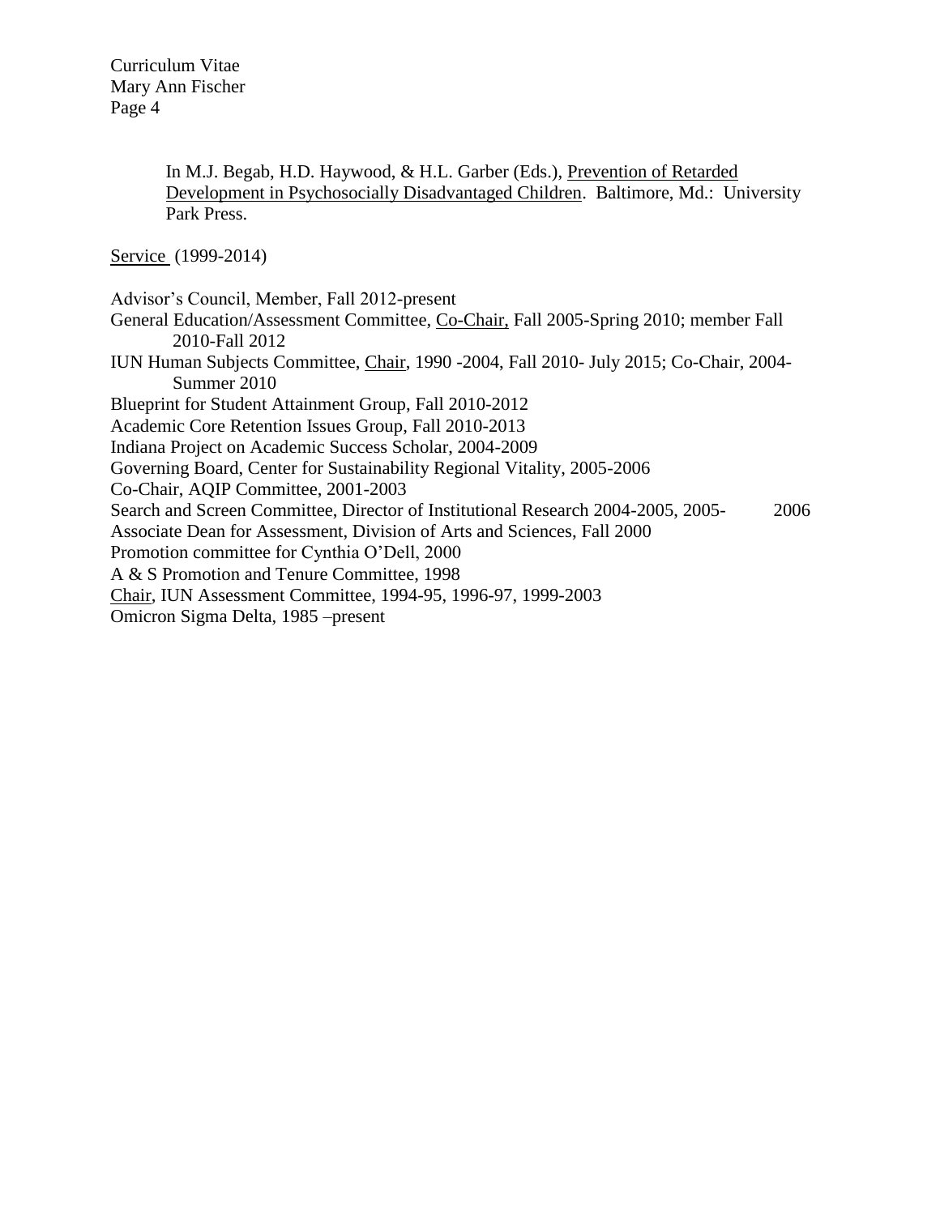In M.J. Begab, H.D. Haywood, & H.L. Garber (Eds.), Prevention of Retarded Development in Psychosocially Disadvantaged Children. Baltimore, Md.: University Park Press.

Service (1999-2014)

Advisor's Council, Member, Fall 2012-present

General Education/Assessment Committee, Co-Chair, Fall 2005-Spring 2010; member Fall 2010-Fall 2012

IUN Human Subjects Committee, Chair, 1990 -2004, Fall 2010- July 2015; Co-Chair, 2004-Summer 2010

Blueprint for Student Attainment Group, Fall 2010-2012

Academic Core Retention Issues Group, Fall 2010-2013

Indiana Project on Academic Success Scholar, 2004-2009

Governing Board, Center for Sustainability Regional Vitality, 2005-2006

Co-Chair, AQIP Committee, 2001-2003

Search and Screen Committee, Director of Institutional Research 2004-2005, 2005-2006

Associate Dean for Assessment, Division of Arts and Sciences, Fall 2000

Promotion committee for Cynthia O'Dell, 2000

A & S Promotion and Tenure Committee, 1998

Chair, IUN Assessment Committee, 1994-95, 1996-97, 1999-2003

Omicron Sigma Delta, 1985 –present